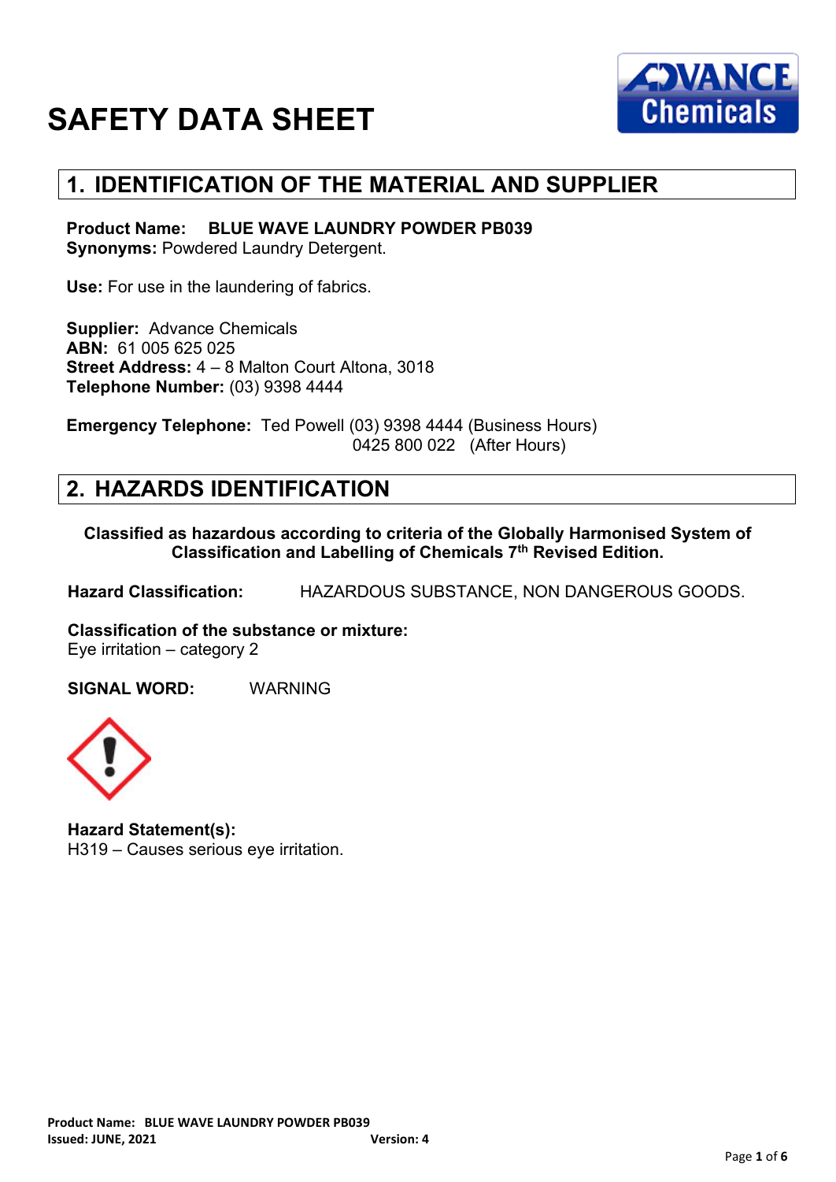# SAFETY DATA SHEET

## 1. IDENTIFICATION OF THE MATERIAL AND SUPPLIER

**Product Name:** **BLUE WAVE LAUNDRY POWDER PB039**
**Synonyms:** Powdered Laundry Detergent.

**Use:** For use in the laundering of fabrics.

**Supplier:** Advance Chemicals
**ABN:** 61 005 625 025
**Street Address:** 4 – 8 Malton Court Altona, 3018
**Telephone Number:** (03) 9398 4444

**Emergency Telephone:** Ted Powell (03) 9398 4444 (Business Hours)
0425 800 022 (After Hours)

## 2. HAZARDS IDENTIFICATION

**Classified as hazardous according to criteria of the Globally Harmonised System of Classification and Labelling of Chemicals 7th Revised Edition.**

**Hazard Classification:** HAZARDOUS SUBSTANCE, NON DANGEROUS GOODS.

**Classification of the substance or mixture:**
Eye irritation – category 2

**SIGNAL WORD:** WARNING

**Hazard Statement(s):**
H319 – Causes serious eye irritation.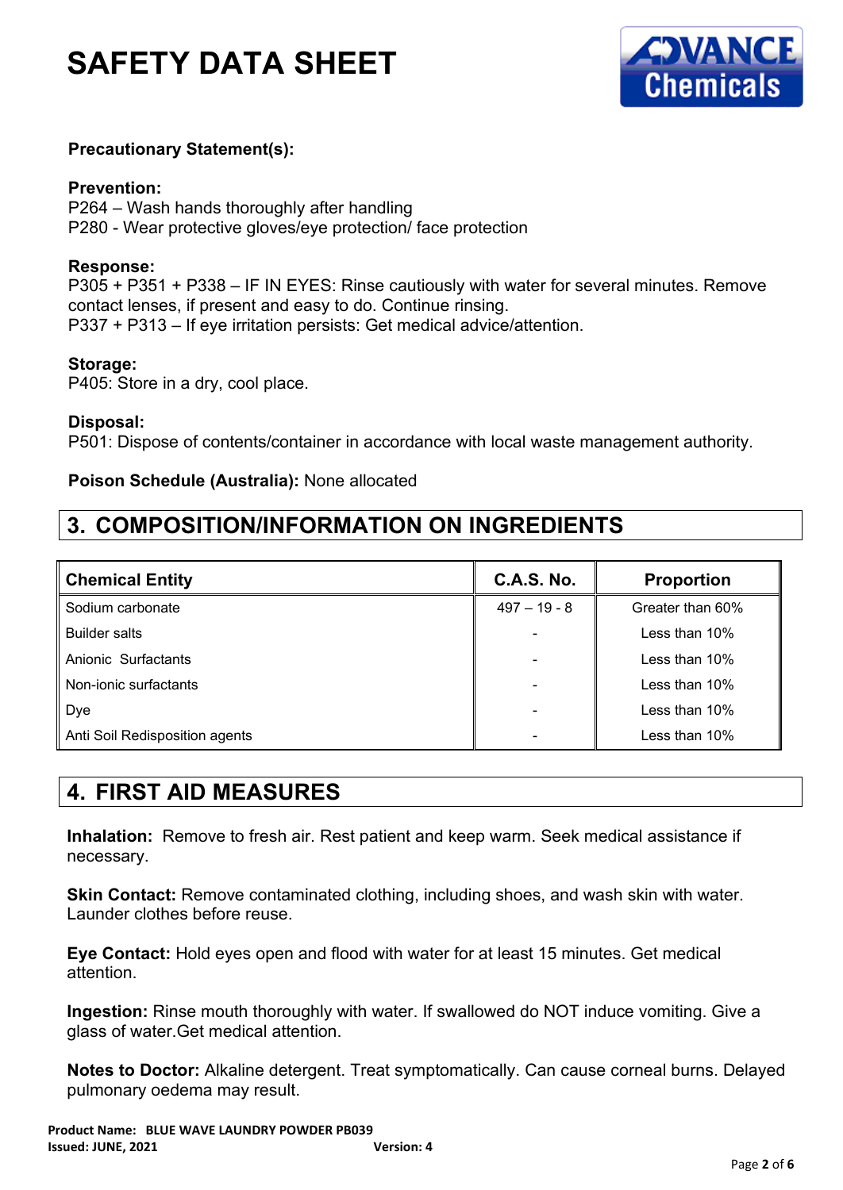**Precautionary Statement(s):**

**Prevention:**
P264 – Wash hands thoroughly after handling
P280 - Wear protective gloves/eye protection/ face protection

**Response:**
P305 + P351 + P338 – IF IN EYES: Rinse cautiously with water for several minutes. Remove contact lenses, if present and easy to do. Continue rinsing.
P337 + P313 – If eye irritation persists: Get medical advice/attention.

**Storage:**
P405: Store in a dry, cool place.

**Disposal:**
P501: Dispose of contents/container in accordance with local waste management authority.

**Poison Schedule (Australia):** None allocated

## 3. COMPOSITION/INFORMATION ON INGREDIENTS

| Chemical Entity | C.A.S. No. | Proportion |
|---|---|---|
| Sodium carbonate | 497 – 19 - 8 | Greater than 60% |
| Builder salts | - | Less than 10% |
| Anionic Surfactants | - | Less than 10% |
| Non-ionic surfactants | - | Less than 10% |
| Dye | - | Less than 10% |
| Anti Soil Redisposition agents | - | Less than 10% |

## 4. FIRST AID MEASURES

**Inhalation:** Remove to fresh air. Rest patient and keep warm. Seek medical assistance if necessary.

**Skin Contact:** Remove contaminated clothing, including shoes, and wash skin with water. Launder clothes before reuse.

**Eye Contact:** Hold eyes open and flood with water for at least 15 minutes. Get medical attention.

**Ingestion:** Rinse mouth thoroughly with water. If swallowed do NOT induce vomiting. Give a glass of water.Get medical attention.

**Notes to Doctor:** Alkaline detergent. Treat symptomatically. Can cause corneal burns. Delayed pulmonary oedema may result.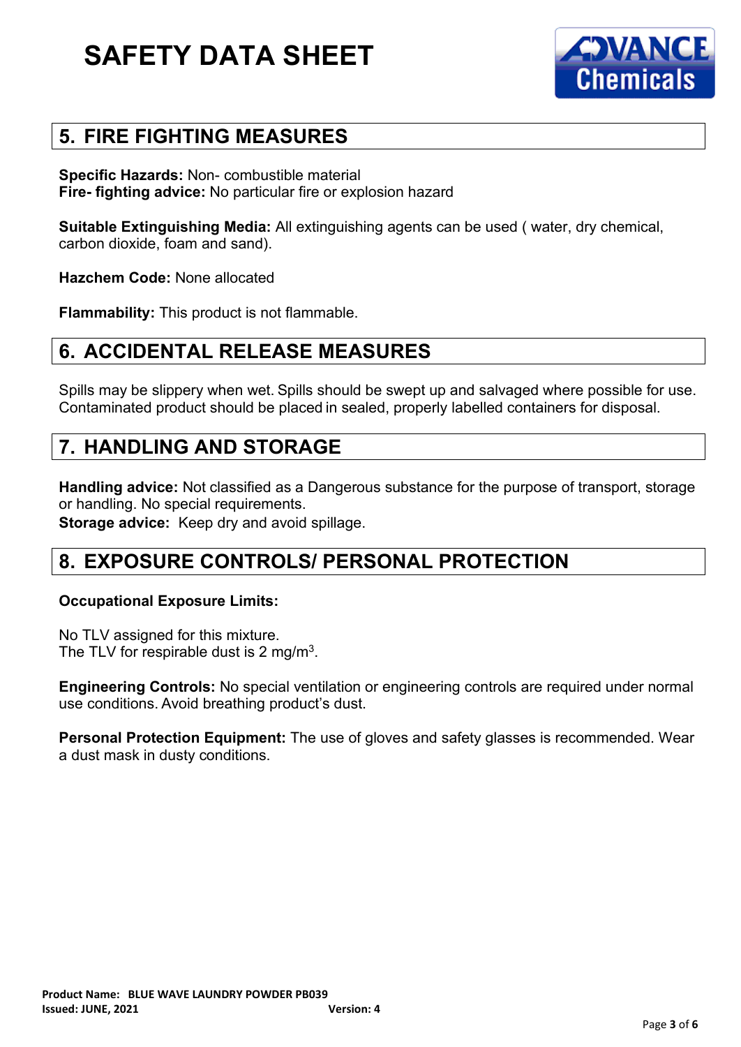# SAFETY DATA SHEET

## 5. FIRE FIGHTING MEASURES

**Specific Hazards:** Non- combustible material
**Fire- fighting advice:** No particular fire or explosion hazard

**Suitable Extinguishing Media:** All extinguishing agents can be used ( water, dry chemical, carbon dioxide, foam and sand).

**Hazchem Code:** None allocated

**Flammability:** This product is not flammable.

## 6. ACCIDENTAL RELEASE MEASURES

Spills may be slippery when wet. Spills should be swept up and salvaged where possible for use. Contaminated product should be placed in sealed, properly labelled containers for disposal.

## 7. HANDLING AND STORAGE

**Handling advice:** Not classified as a Dangerous substance for the purpose of transport, storage or handling. No special requirements.
**Storage advice:** Keep dry and avoid spillage.

## 8. EXPOSURE CONTROLS/ PERSONAL PROTECTION

**Occupational Exposure Limits:**

No TLV assigned for this mixture.
The TLV for respirable dust is 2 $mg/m^3$.

**Engineering Controls:** No special ventilation or engineering controls are required under normal use conditions. Avoid breathing product's dust.

**Personal Protection Equipment:** The use of gloves and safety glasses is recommended. Wear a dust mask in dusty conditions.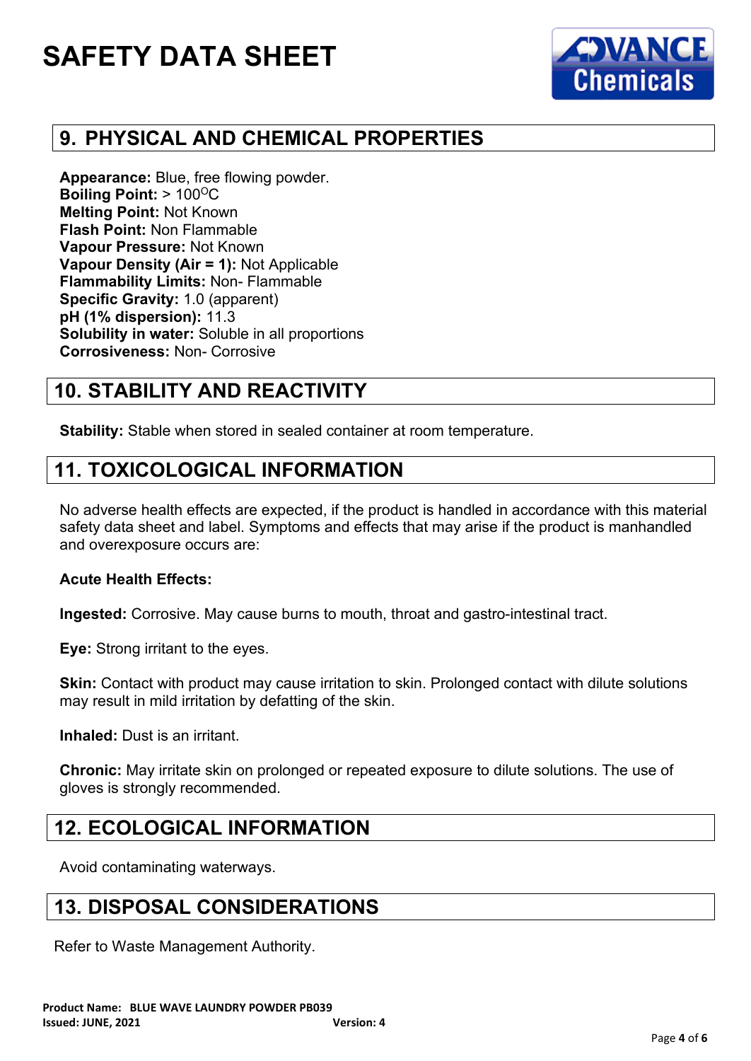## 9. PHYSICAL AND CHEMICAL PROPERTIES

**Appearance:** Blue, free flowing powder.
**Boiling Point:** > 100$^{O}$C
**Melting Point:** Not Known
**Flash Point:** Non Flammable
**Vapour Pressure:** Not Known
**Vapour Density (Air = 1):** Not Applicable
**Flammability Limits:** Non- Flammable
**Specific Gravity:** 1.0 (apparent)
**pH (1% dispersion):** 11.3
**Solubility in water:** Soluble in all proportions
**Corrosiveness:** Non- Corrosive

## 10. STABILITY AND REACTIVITY

**Stability:** Stable when stored in sealed container at room temperature.

## 11. TOXICOLOGICAL INFORMATION

No adverse health effects are expected, if the product is handled in accordance with this material safety data sheet and label. Symptoms and effects that may arise if the product is manhandled and overexposure occurs are:

**Acute Health Effects:**

**Ingested:** Corrosive. May cause burns to mouth, throat and gastro-intestinal tract.

**Eye:** Strong irritant to the eyes.

**Skin:** Contact with product may cause irritation to skin. Prolonged contact with dilute solutions may result in mild irritation by defatting of the skin.

**Inhaled:** Dust is an irritant.

**Chronic:** May irritate skin on prolonged or repeated exposure to dilute solutions. The use of gloves is strongly recommended.

## 12. ECOLOGICAL INFORMATION

Avoid contaminating waterways.

## 13. DISPOSAL CONSIDERATIONS

Refer to Waste Management Authority.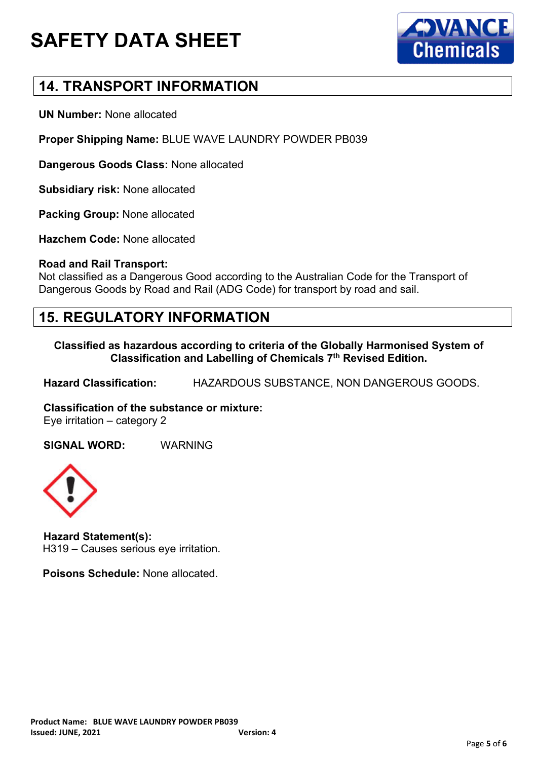# SAFETY DATA SHEET

## 14. TRANSPORT INFORMATION

**UN Number:** None allocated

**Proper Shipping Name:** BLUE WAVE LAUNDRY POWDER PB039

**Dangerous Goods Class:** None allocated

**Subsidiary risk:** None allocated

**Packing Group:** None allocated

**Hazchem Code:** None allocated

**Road and Rail Transport:**
Not classified as a Dangerous Good according to the Australian Code for the Transport of Dangerous Goods by Road and Rail (ADG Code) for transport by road and sail.

## 15. REGULATORY INFORMATION

**Classified as hazardous according to criteria of the Globally Harmonised System of Classification and Labelling of Chemicals 7th Revised Edition.**

**Hazard Classification:** HAZARDOUS SUBSTANCE, NON DANGEROUS GOODS.

**Classification of the substance or mixture:**
Eye irritation – category 2

**SIGNAL WORD:** WARNING

**Hazard Statement(s):**
H319 – Causes serious eye irritation.

**Poisons Schedule:** None allocated.

**Product Name:** BLUE WAVE LAUNDRY POWDER PB039
**Issued:** JUNE, 2021 **Version:** 4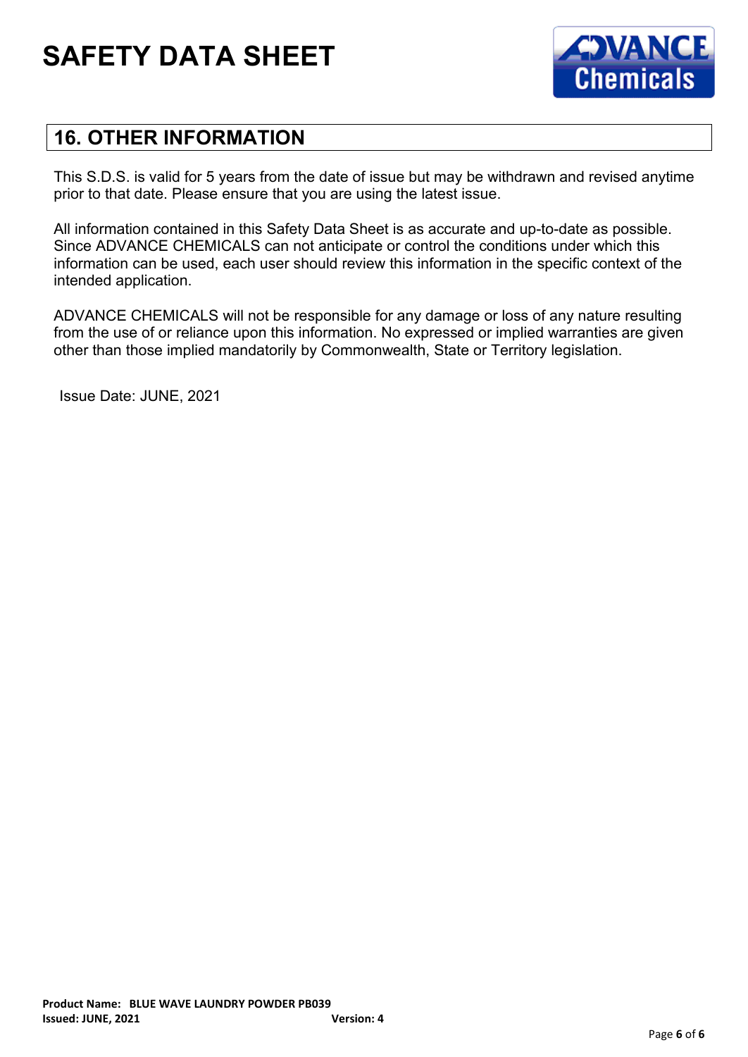## 16. OTHER INFORMATION

This S.D.S. is valid for 5 years from the date of issue but may be withdrawn and revised anytime prior to that date. Please ensure that you are using the latest issue.

All information contained in this Safety Data Sheet is as accurate and up-to-date as possible. Since ADVANCE CHEMICALS can not anticipate or control the conditions under which this information can be used, each user should review this information in the specific context of the intended application.

ADVANCE CHEMICALS will not be responsible for any damage or loss of any nature resulting from the use of or reliance upon this information. No expressed or implied warranties are given other than those implied mandatorily by Commonwealth, State or Territory legislation.

Issue Date: JUNE, 2021